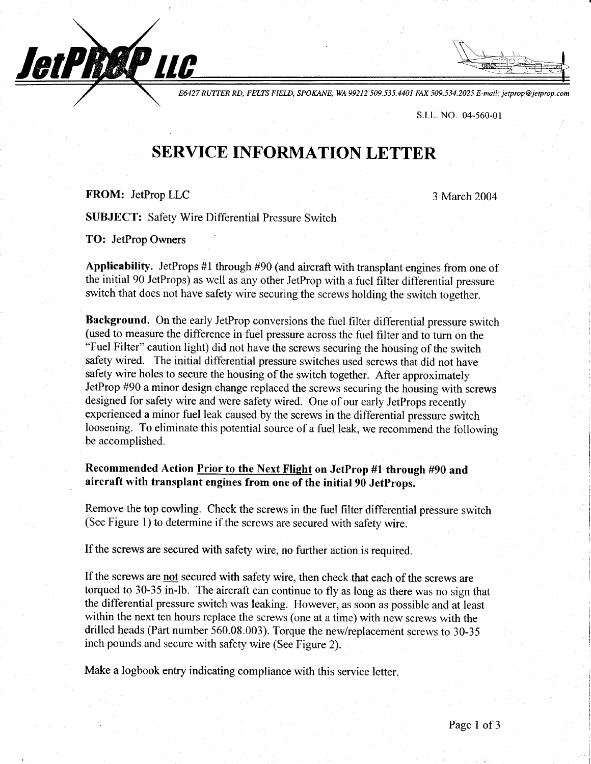**JetPROP LLC**

*E6427 RUTTER RD, FELTS FIELD, SPOKANE, WA 99212 509.535.4401 FAX 509.534.2025 E-mail: jetprop@jetprop.com*

S.I.L. NO. 04-560-01

# SERVICE INFORMATION LETTER

**FROM:** JetProp LLC

3 March 2004

**SUBJECT:** Safety Wire Differential Pressure Switch

**TO:** JetProp Owners

**Applicability.** JetProps #1 through #90 (and aircraft with transplant engines from one of the initial 90 JetProps) as well as any other JetProp with a fuel filter differential pressure switch that does not have safety wire securing the screws holding the switch together.

**Background.** On the early JetProp conversions the fuel filter differential pressure switch (used to measure the difference in fuel pressure across the fuel filter and to turn on the "Fuel Filter" caution light) did not have the screws securing the housing of the switch safety wired. The initial differential pressure switches used screws that did not have safety wire holes to secure the housing of the switch together. After approximately JetProp #90 a minor design change replaced the screws securing the housing with screws designed for safety wire and were safety wired. One of our early JetProps recently experienced a minor fuel leak caused by the screws in the differential pressure switch loosening. To eliminate this potential source of a fuel leak, we recommend the following be accomplished.

**Recommended Action <u>Prior to the Next Flight</u> on JetProp #1 through #90 and aircraft with transplant engines from one of the initial 90 JetProps.**

Remove the top cowling. Check the screws in the fuel filter differential pressure switch (See Figure 1) to determine if the screws are secured with safety wire.

If the screws are secured with safety wire, no further action is required.

If the screws are <u>not</u> secured with safety wire, then check that each of the screws are torqued to 30-35 in-lb. The aircraft can continue to fly as long as there was no sign that the differential pressure switch was leaking. However, as soon as possible and at least within the next ten hours replace the screws (one at a time) with new screws with the drilled heads (Part number 560.08.003). Torque the new/replacement screws to 30-35 inch pounds and secure with safety wire (See Figure 2).

Make a logbook entry indicating compliance with this service letter.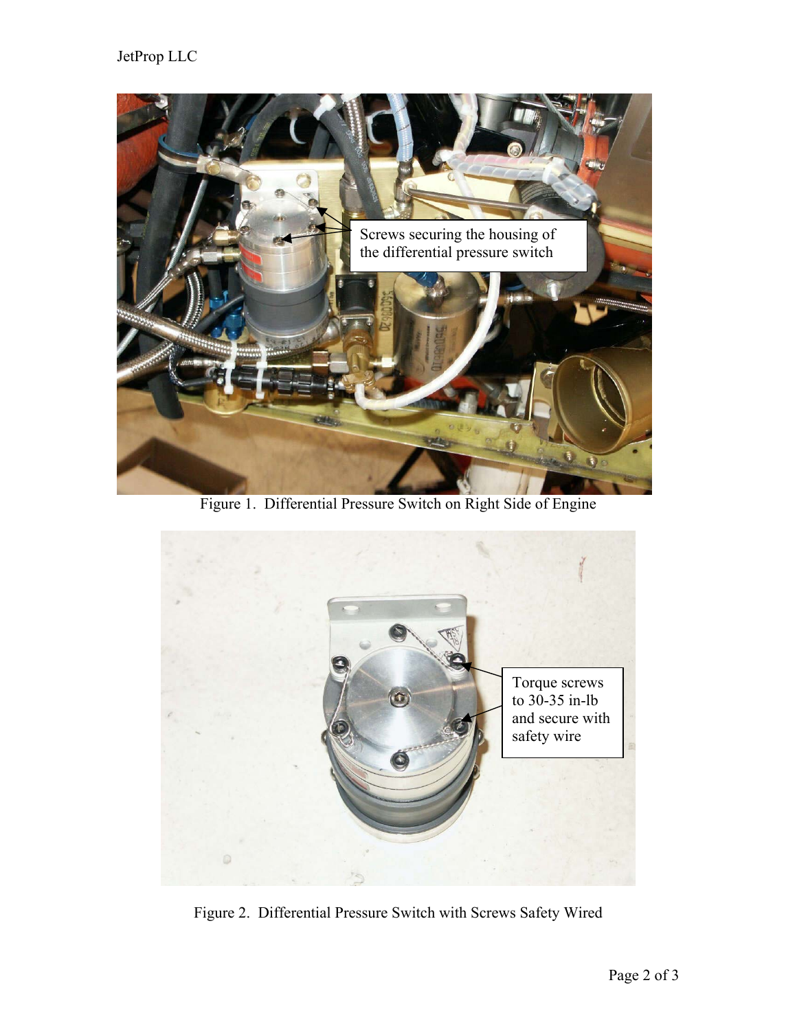Figure 1. Differential Pressure Switch on Right Side of Engine

Figure 2. Differential Pressure Switch with Screws Safety Wired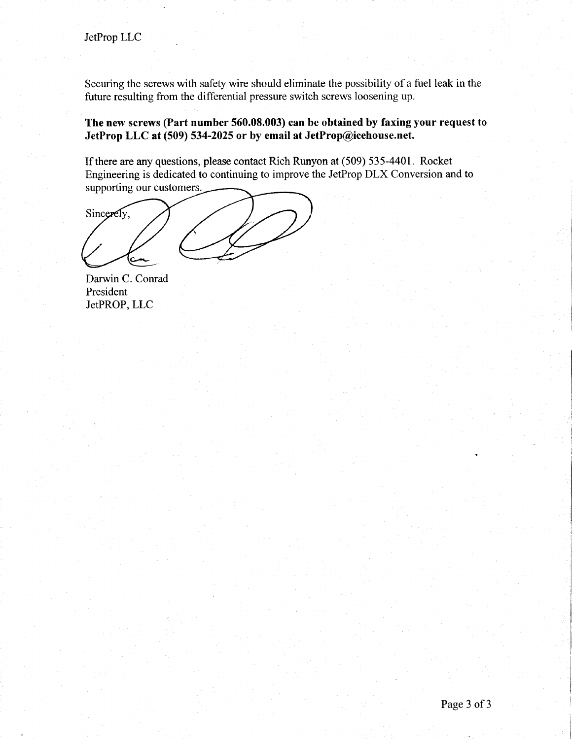Securing the screws with safety wire should eliminate the possibility of a fuel leak in the future resulting from the differential pressure switch screws loosening up.

**The new screws (Part number 560.08.003) can be obtained by faxing your request to JetProp LLC at (509) 534-2025 or by email at JetProp@icehouse.net.**

If there are any questions, please contact Rich Runyon at (509) 535-4401. Rocket Engineering is dedicated to continuing to improve the JetProp DLX Conversion and to supporting our customers.

Sincerely,

Darwin C. Conrad
President
JetPROP, LLC